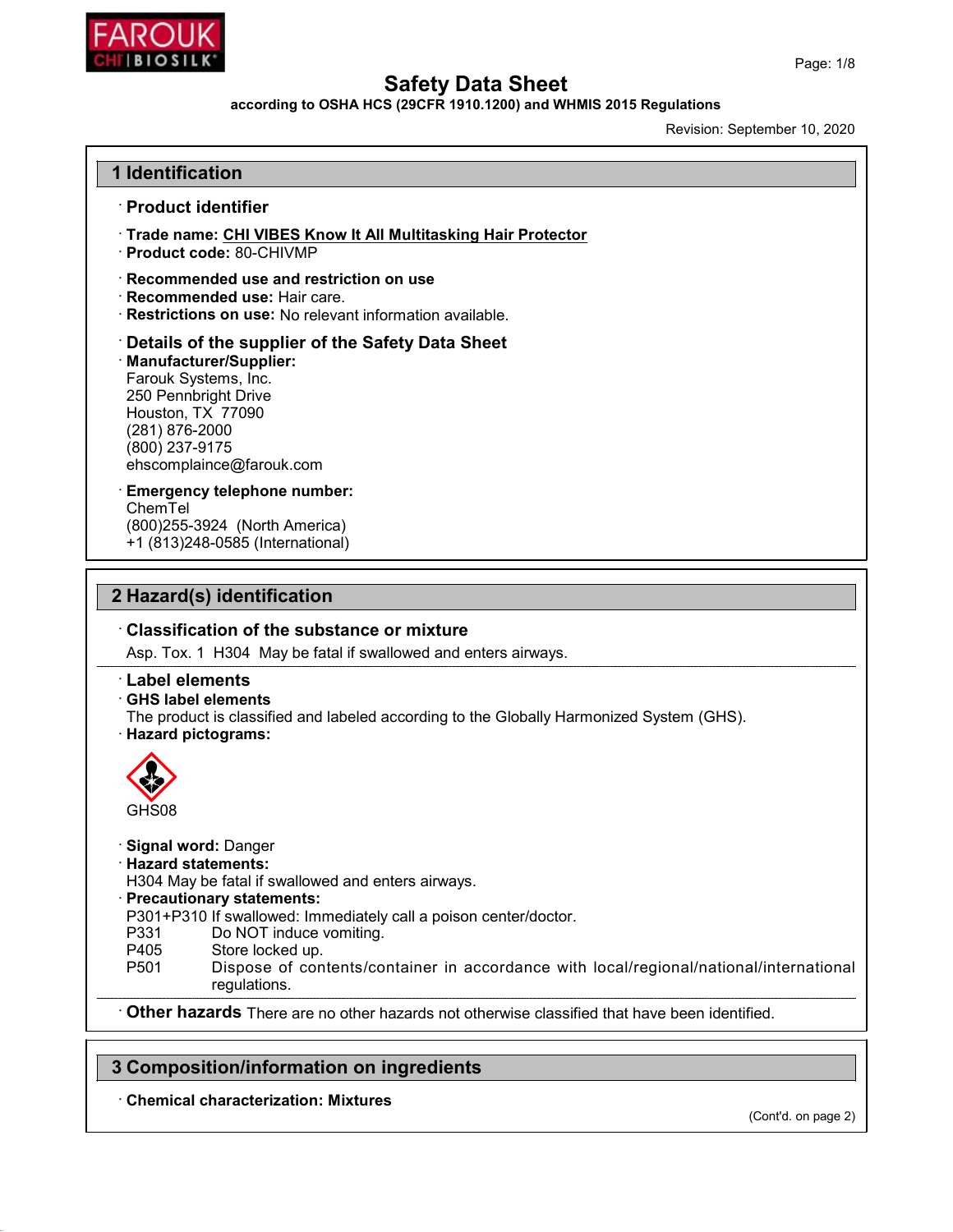# Safety Data Sheet

**according to OSHA HCS (29CFR 1910.1200) and WHMIS 2015 Regulations**

Revision: September 10, 2020

## 1 Identification

· **Product identifier**

· **Trade name: CHI VIBES Know It All Multitasking Hair Protector**
· **Product code:** 80-CHIVMP

· **Recommended use and restriction on use**
· **Recommended use:** Hair care.
· **Restrictions on use:** No relevant information available.

· **Details of the supplier of the Safety Data Sheet**
· **Manufacturer/Supplier:**
Farouk Systems, Inc.
250 Pennbright Drive
Houston, TX 77090
(281) 876-2000
(800) 237-9175
ehscomplaince@farouk.com

· **Emergency telephone number:**
ChemTel
(800)255-3924 (North America)
+1 (813)248-0585 (International)

## 2 Hazard(s) identification

· **Classification of the substance or mixture**
Asp. Tox. 1 H304 May be fatal if swallowed and enters airways.

· **Label elements**
· **GHS label elements**
The product is classified and labeled according to the Globally Harmonized System (GHS).
· **Hazard pictograms:**

GHS08

· **Signal word:** Danger
· **Hazard statements:**
H304 May be fatal if swallowed and enters airways.
· **Precautionary statements:**
P301+P310 If swallowed: Immediately call a poison center/doctor.
P331 Do NOT induce vomiting.
P405 Store locked up.
P501 Dispose of contents/container in accordance with local/regional/national/international regulations.

· **Other hazards** There are no other hazards not otherwise classified that have been identified.

## 3 Composition/information on ingredients

· **Chemical characterization: Mixtures**

(Cont'd. on page 2)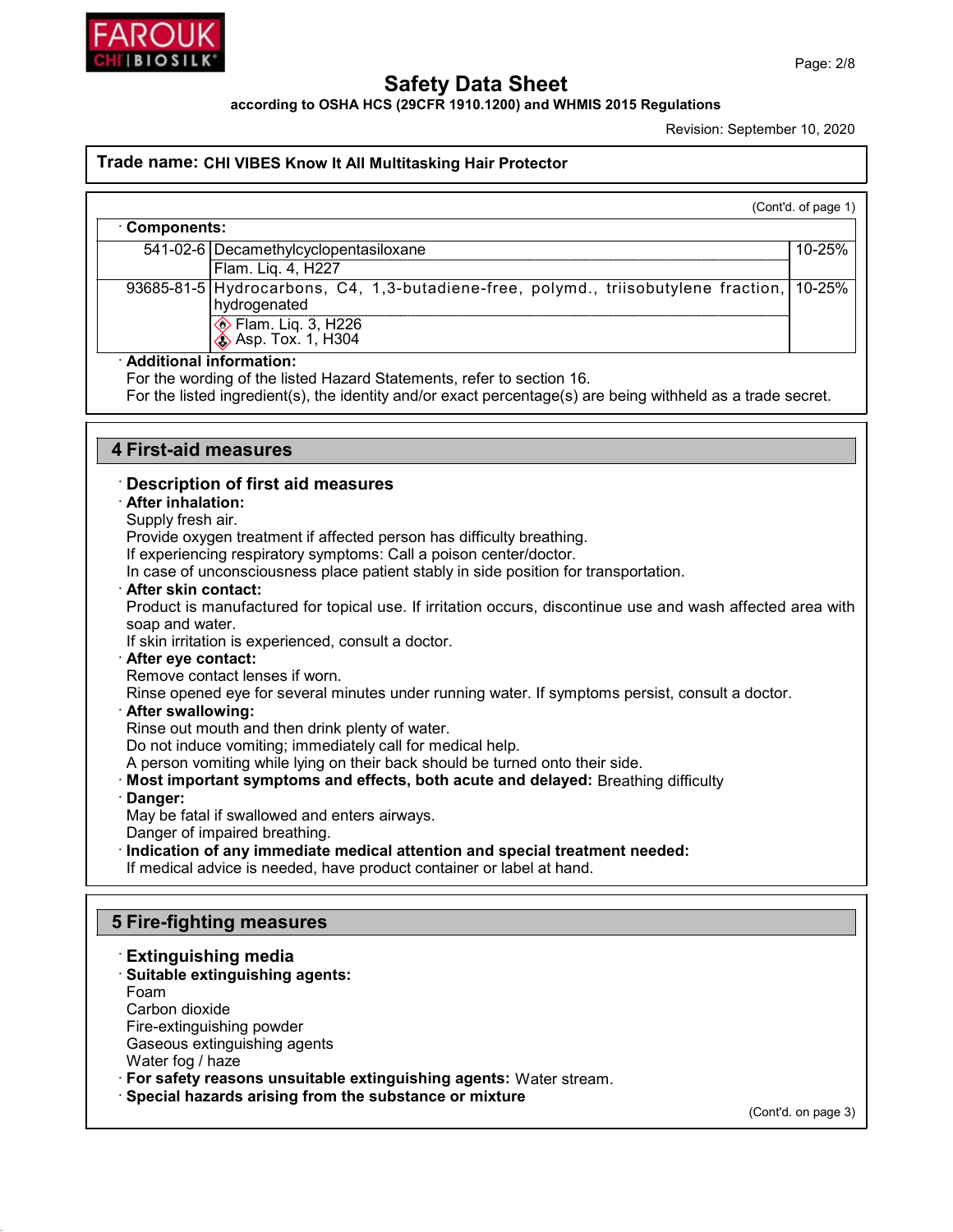# Safety Data Sheet

**according to OSHA HCS (29CFR 1910.1200) and WHMIS 2015 Regulations**

Revision: September 10, 2020

**Trade name: CHI VIBES Know It All Multitasking Hair Protector**

(Cont'd. of page 1)

· **Components:**

| | | |
|---|---|---|
| 541-02-6 | Decamethylcyclopentasiloxane | 10-25% |
| | Flam. Liq. 4, H227 | |
| 93685-81-5 | Hydrocarbons, C4, 1,3-butadiene-free, polymd., triisobutylene fraction, hydrogenated | 10-25% |
| | Flam. Liq. 3, H226<br>Asp. Tox. 1, H304 | |

· **Additional information:**
For the wording of the listed Hazard Statements, refer to section 16.
For the listed ingredient(s), the identity and/or exact percentage(s) are being withheld as a trade secret.

## 4 First-aid measures

· **Description of first aid measures**

· **After inhalation:**
Supply fresh air.
Provide oxygen treatment if affected person has difficulty breathing.
If experiencing respiratory symptoms: Call a poison center/doctor.
In case of unconsciousness place patient stably in side position for transportation.

· **After skin contact:**
Product is manufactured for topical use. If irritation occurs, discontinue use and wash affected area with soap and water.
If skin irritation is experienced, consult a doctor.

· **After eye contact:**
Remove contact lenses if worn.
Rinse opened eye for several minutes under running water. If symptoms persist, consult a doctor.

· **After swallowing:**
Rinse out mouth and then drink plenty of water.
Do not induce vomiting; immediately call for medical help.
A person vomiting while lying on their back should be turned onto their side.

· **Most important symptoms and effects, both acute and delayed:** Breathing difficulty

· **Danger:**
May be fatal if swallowed and enters airways.
Danger of impaired breathing.

· **Indication of any immediate medical attention and special treatment needed:**
If medical advice is needed, have product container or label at hand.

## 5 Fire-fighting measures

· **Extinguishing media**

· **Suitable extinguishing agents:**
Foam
Carbon dioxide
Fire-extinguishing powder
Gaseous extinguishing agents
Water fog / haze

· **For safety reasons unsuitable extinguishing agents:** Water stream.

· **Special hazards arising from the substance or mixture**

(Cont'd. on page 3)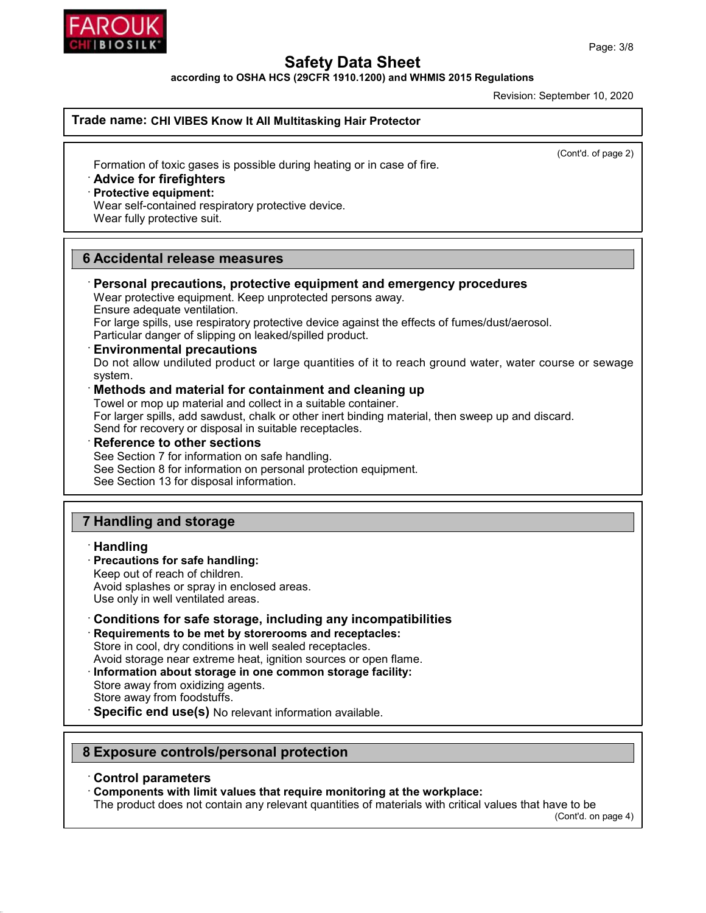**Trade name: CHI VIBES Know It All Multitasking Hair Protector**

(Cont'd. of page 2)

Formation of toxic gases is possible during heating or in case of fire.

· **Advice for firefighters**

· **Protective equipment:**

Wear self-contained respiratory protective device.
Wear fully protective suit.

## 6 Accidental release measures

· **Personal precautions, protective equipment and emergency procedures**

Wear protective equipment. Keep unprotected persons away.
Ensure adequate ventilation.
For large spills, use respiratory protective device against the effects of fumes/dust/aerosol.
Particular danger of slipping on leaked/spilled product.

· **Environmental precautions**

Do not allow undiluted product or large quantities of it to reach ground water, water course or sewage system.

· **Methods and material for containment and cleaning up**

Towel or mop up material and collect in a suitable container.
For larger spills, add sawdust, chalk or other inert binding material, then sweep up and discard.
Send for recovery or disposal in suitable receptacles.

· **Reference to other sections**

See Section 7 for information on safe handling.
See Section 8 for information on personal protection equipment.
See Section 13 for disposal information.

## 7 Handling and storage

· **Handling**

· **Precautions for safe handling:**

Keep out of reach of children.
Avoid splashes or spray in enclosed areas.
Use only in well ventilated areas.

· **Conditions for safe storage, including any incompatibilities**

· **Requirements to be met by storerooms and receptacles:**

Store in cool, dry conditions in well sealed receptacles.
Avoid storage near extreme heat, ignition sources or open flame.

· **Information about storage in one common storage facility:**

Store away from oxidizing agents.
Store away from foodstuffs.

· **Specific end use(s)** No relevant information available.

## 8 Exposure controls/personal protection

· **Control parameters**

· **Components with limit values that require monitoring at the workplace:**

The product does not contain any relevant quantities of materials with critical values that have to be

(Cont'd. on page 4)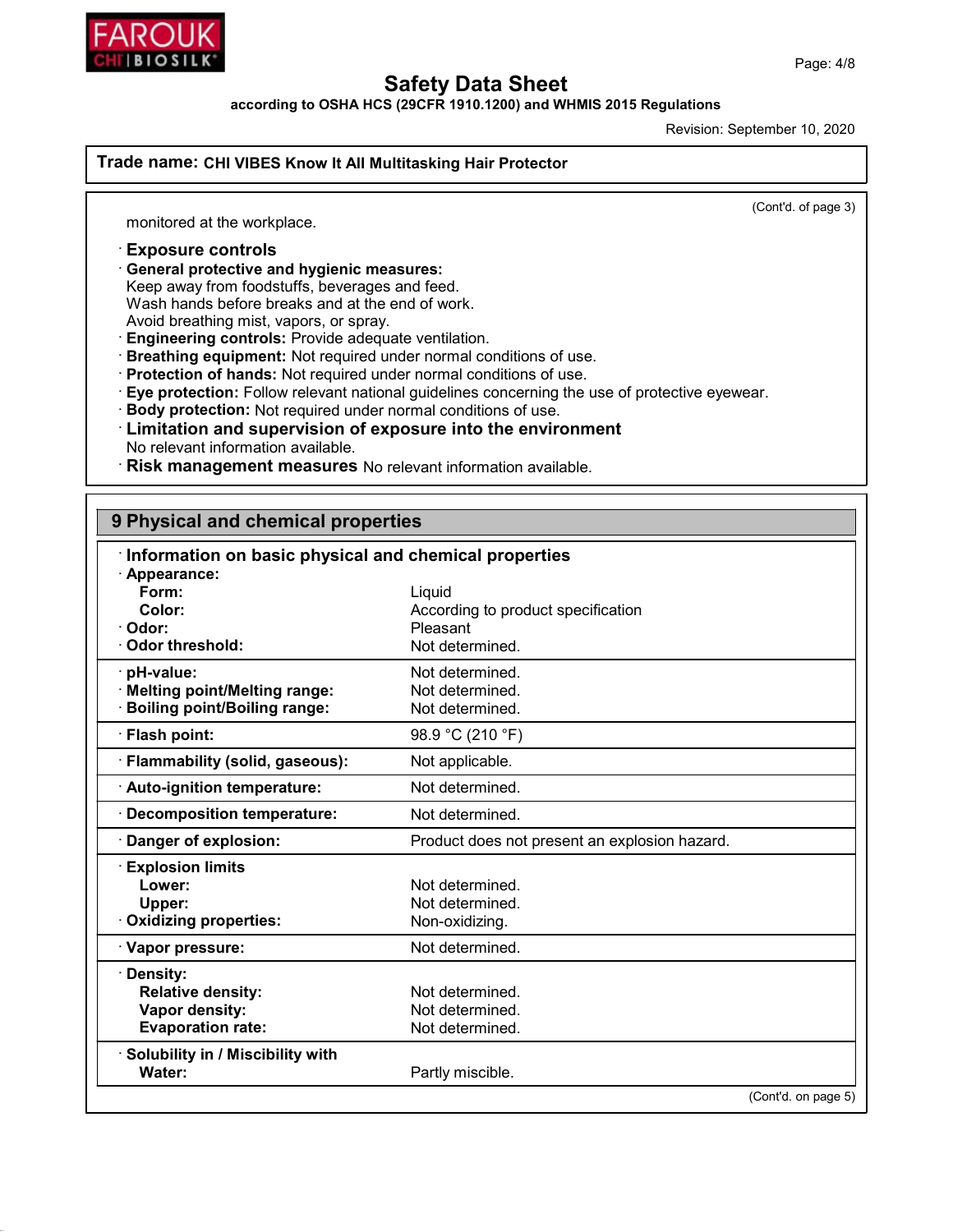# Safety Data Sheet

**according to OSHA HCS (29CFR 1910.1200) and WHMIS 2015 Regulations**

Revision: September 10, 2020

**Trade name: CHI VIBES Know It All Multitasking Hair Protector**

(Cont'd. of page 3)

monitored at the workplace.

· **Exposure controls**

· **General protective and hygienic measures:**
Keep away from foodstuffs, beverages and feed.
Wash hands before breaks and at the end of work.
Avoid breathing mist, vapors, or spray.

· **Engineering controls:** Provide adequate ventilation.

· **Breathing equipment:** Not required under normal conditions of use.

· **Protection of hands:** Not required under normal conditions of use.

· **Eye protection:** Follow relevant national guidelines concerning the use of protective eyewear.

· **Body protection:** Not required under normal conditions of use.

· **Limitation and supervision of exposure into the environment**
No relevant information available.

· **Risk management measures** No relevant information available.

## 9 Physical and chemical properties

· **Information on basic physical and chemical properties**

| Property | Value |
|---|---|
| · **Appearance:** | |
| **Form:** | Liquid |
| **Color:** | According to product specification |
| · **Odor:** | Pleasant |
| · **Odor threshold:** | Not determined. |
| · **pH-value:** | Not determined. |
| · **Melting point/Melting range:** | Not determined. |
| · **Boiling point/Boiling range:** | Not determined. |
| · **Flash point:** | 98.9 °C (210 °F) |
| · **Flammability (solid, gaseous):** | Not applicable. |
| · **Auto-ignition temperature:** | Not determined. |
| · **Decomposition temperature:** | Not determined. |
| · **Danger of explosion:** | Product does not present an explosion hazard. |
| · **Explosion limits** | |
| **Lower:** | Not determined. |
| **Upper:** | Not determined. |
| · **Oxidizing properties:** | Non-oxidizing. |
| · **Vapor pressure:** | Not determined. |
| · **Density:** | |
| **Relative density:** | Not determined. |
| **Vapor density:** | Not determined. |
| **Evaporation rate:** | Not determined. |
| · **Solubility in / Miscibility with** | |
| **Water:** | Partly miscible. |

(Cont'd. on page 5)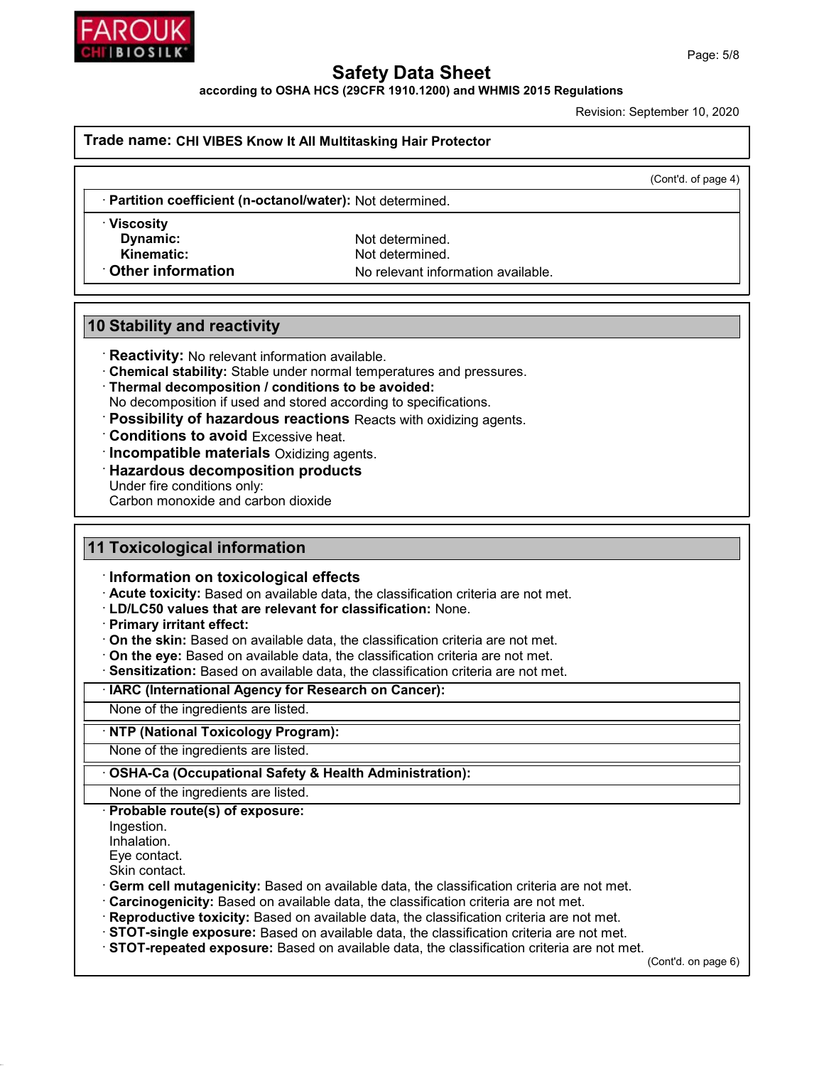# Safety Data Sheet

**according to OSHA HCS (29CFR 1910.1200) and WHMIS 2015 Regulations**

Revision: September 10, 2020

**Trade name: CHI VIBES Know It All Multitasking Hair Protector**

(Cont'd. of page 4)

- **Partition coefficient (n-octanol/water):** Not determined.
- **Viscosity**
  - **Dynamic:** Not determined.
  - **Kinematic:** Not determined.
- **Other information** No relevant information available.

## 10 Stability and reactivity

- **Reactivity:** No relevant information available.
- **Chemical stability:** Stable under normal temperatures and pressures.
- **Thermal decomposition / conditions to be avoided:**
  No decomposition if used and stored according to specifications.
- **Possibility of hazardous reactions** Reacts with oxidizing agents.
- **Conditions to avoid** Excessive heat.
- **Incompatible materials** Oxidizing agents.
- **Hazardous decomposition products**
  Under fire conditions only:
  Carbon monoxide and carbon dioxide

## 11 Toxicological information

- **Information on toxicological effects**
- **Acute toxicity:** Based on available data, the classification criteria are not met.
- **LD/LC50 values that are relevant for classification:** None.
- **Primary irritant effect:**
- **On the skin:** Based on available data, the classification criteria are not met.
- **On the eye:** Based on available data, the classification criteria are not met.
- **Sensitization:** Based on available data, the classification criteria are not met.
- **IARC (International Agency for Research on Cancer):**
  None of the ingredients are listed.
- **NTP (National Toxicology Program):**
  None of the ingredients are listed.
- **OSHA-Ca (Occupational Safety & Health Administration):**
  None of the ingredients are listed.
- **Probable route(s) of exposure:**
  Ingestion.
  Inhalation.
  Eye contact.
  Skin contact.
- **Germ cell mutagenicity:** Based on available data, the classification criteria are not met.
- **Carcinogenicity:** Based on available data, the classification criteria are not met.
- **Reproductive toxicity:** Based on available data, the classification criteria are not met.
- **STOT-single exposure:** Based on available data, the classification criteria are not met.
- **STOT-repeated exposure:** Based on available data, the classification criteria are not met.

(Cont'd. on page 6)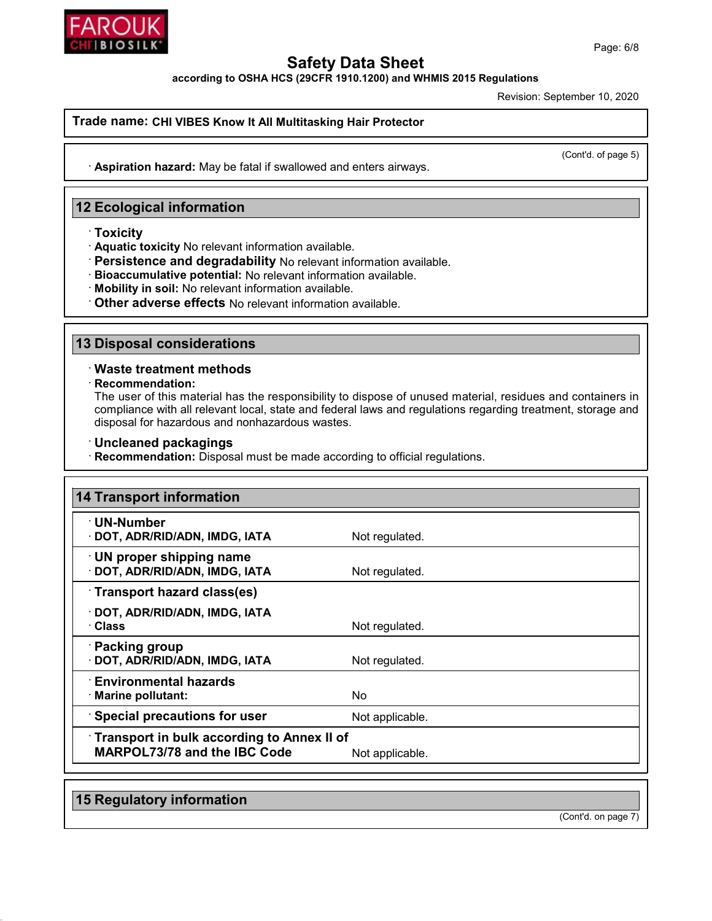# Safety Data Sheet

**according to OSHA HCS (29CFR 1910.1200) and WHMIS 2015 Regulations**

Revision: September 10, 2020

**Trade name: CHI VIBES Know It All Multitasking Hair Protector**

(Cont'd. of page 5)

· **Aspiration hazard:** May be fatal if swallowed and enters airways.

## 12 Ecological information

· **Toxicity**
· **Aquatic toxicity** No relevant information available.
· **Persistence and degradability** No relevant information available.
· **Bioaccumulative potential:** No relevant information available.
· **Mobility in soil:** No relevant information available.
· **Other adverse effects** No relevant information available.

## 13 Disposal considerations

· **Waste treatment methods**
· **Recommendation:**
The user of this material has the responsibility to dispose of unused material, residues and containers in compliance with all relevant local, state and federal laws and regulations regarding treatment, storage and disposal for hazardous and nonhazardous wastes.

· **Uncleaned packagings**
· **Recommendation:** Disposal must be made according to official regulations.

## 14 Transport information

| | |
|---|---|
| · **UN-Number** | |
| · **DOT, ADR/RID/ADN, IMDG, IATA** | Not regulated. |
| · **UN proper shipping name** | |
| · **DOT, ADR/RID/ADN, IMDG, IATA** | Not regulated. |
| · **Transport hazard class(es)** | |
| · **DOT, ADR/RID/ADN, IMDG, IATA** | |
| · **Class** | Not regulated. |
| · **Packing group** | |
| · **DOT, ADR/RID/ADN, IMDG, IATA** | Not regulated. |
| · **Environmental hazards** | |
| · **Marine pollutant:** | No |
| · **Special precautions for user** | Not applicable. |
| · **Transport in bulk according to Annex II of MARPOL73/78 and the IBC Code** | Not applicable. |

## 15 Regulatory information

(Cont'd. on page 7)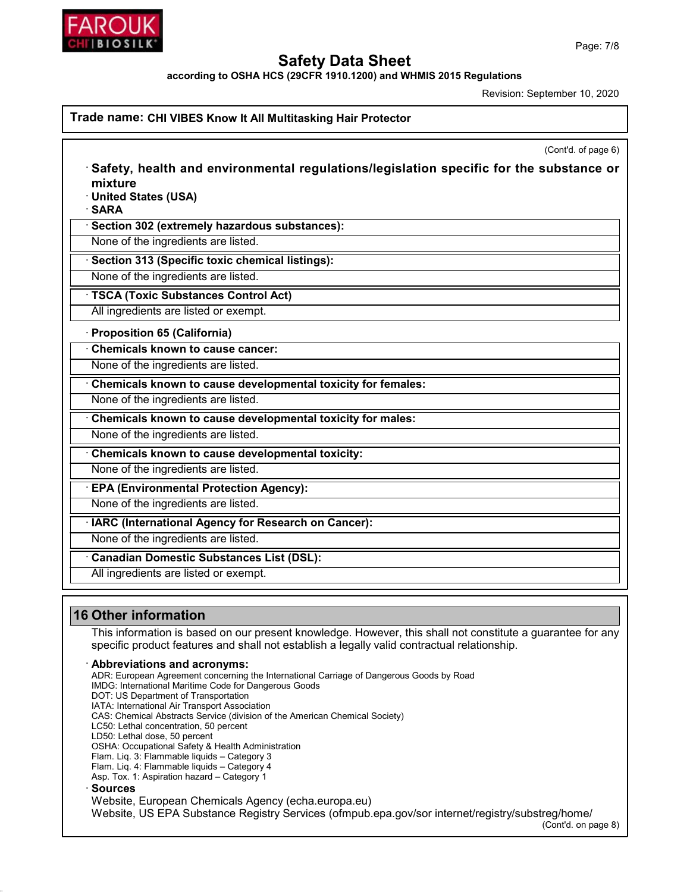**Trade name: CHI VIBES Know It All Multitasking Hair Protector**

(Cont'd. of page 6)

· **Safety, health and environmental regulations/legislation specific for the substance or mixture**

· **United States (USA)**

· **SARA**

· **Section 302 (extremely hazardous substances):**

None of the ingredients are listed.

· **Section 313 (Specific toxic chemical listings):**

None of the ingredients are listed.

· **TSCA (Toxic Substances Control Act)**

All ingredients are listed or exempt.

· **Proposition 65 (California)**

· **Chemicals known to cause cancer:**

None of the ingredients are listed.

· **Chemicals known to cause developmental toxicity for females:**

None of the ingredients are listed.

· **Chemicals known to cause developmental toxicity for males:**

None of the ingredients are listed.

· **Chemicals known to cause developmental toxicity:**

None of the ingredients are listed.

· **EPA (Environmental Protection Agency):**

None of the ingredients are listed.

· **IARC (International Agency for Research on Cancer):**

None of the ingredients are listed.

· **Canadian Domestic Substances List (DSL):**

All ingredients are listed or exempt.

## 16 Other information

This information is based on our present knowledge. However, this shall not constitute a guarantee for any specific product features and shall not establish a legally valid contractual relationship.

· **Abbreviations and acronyms:**

ADR: European Agreement concerning the International Carriage of Dangerous Goods by Road
IMDG: International Maritime Code for Dangerous Goods
DOT: US Department of Transportation
IATA: International Air Transport Association
CAS: Chemical Abstracts Service (division of the American Chemical Society)
LC50: Lethal concentration, 50 percent
LD50: Lethal dose, 50 percent
OSHA: Occupational Safety & Health Administration
Flam. Liq. 3: Flammable liquids – Category 3
Flam. Liq. 4: Flammable liquids – Category 4
Asp. Tox. 1: Aspiration hazard – Category 1

· **Sources**

Website, European Chemicals Agency (echa.europa.eu)
Website, US EPA Substance Registry Services (ofmpub.epa.gov/sor internet/registry/substreg/home/

(Cont'd. on page 8)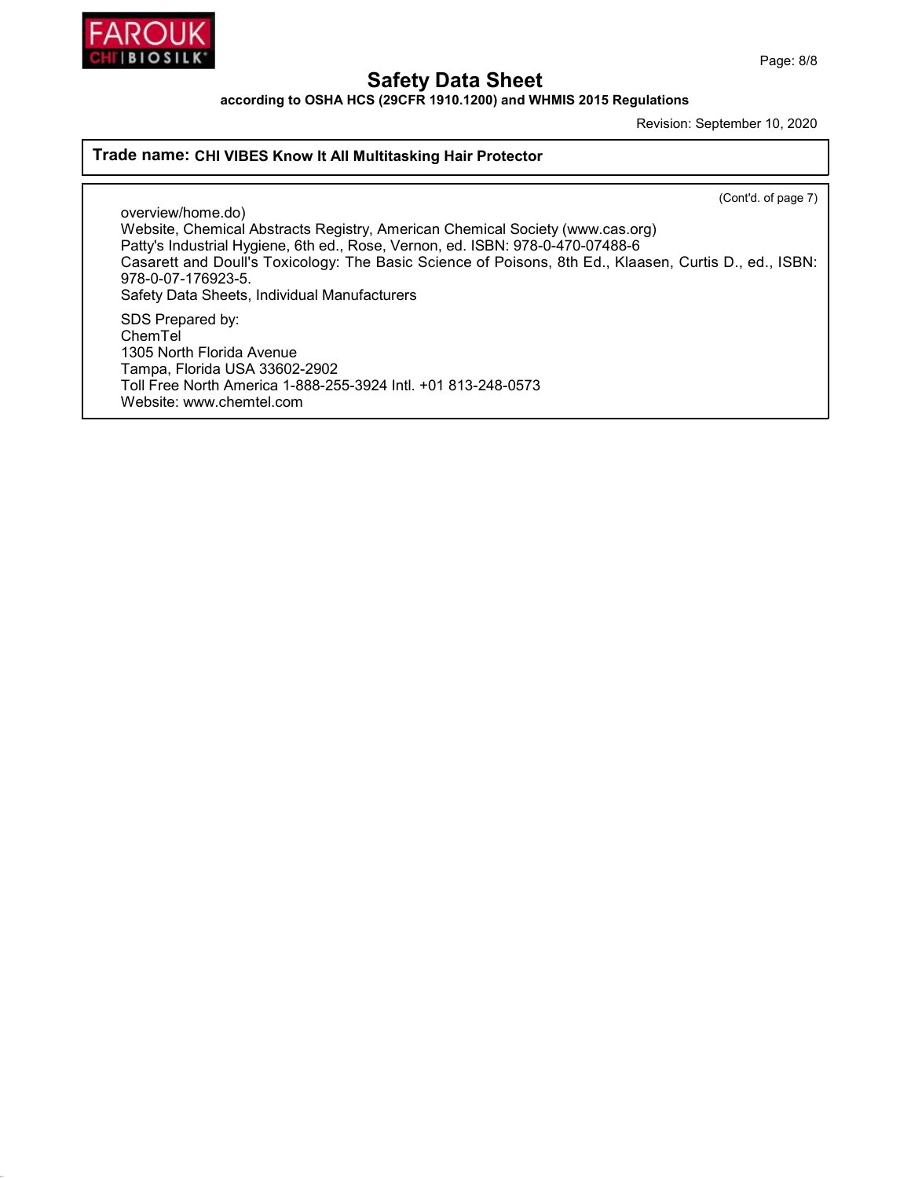# Safety Data Sheet

**according to OSHA HCS (29CFR 1910.1200) and WHMIS 2015 Regulations**

Revision: September 10, 2020

**Trade name: CHI VIBES Know It All Multitasking Hair Protector**

(Cont'd. of page 7)

overview/home.do)
Website, Chemical Abstracts Registry, American Chemical Society (www.cas.org)
Patty's Industrial Hygiene, 6th ed., Rose, Vernon, ed. ISBN: 978-0-470-07488-6
Casarett and Doull's Toxicology: The Basic Science of Poisons, 8th Ed., Klaasen, Curtis D., ed., ISBN: 978-0-07-176923-5.
Safety Data Sheets, Individual Manufacturers

SDS Prepared by:
ChemTel
1305 North Florida Avenue
Tampa, Florida USA 33602-2902
Toll Free North America 1-888-255-3924 Intl. +01 813-248-0573
Website: www.chemtel.com